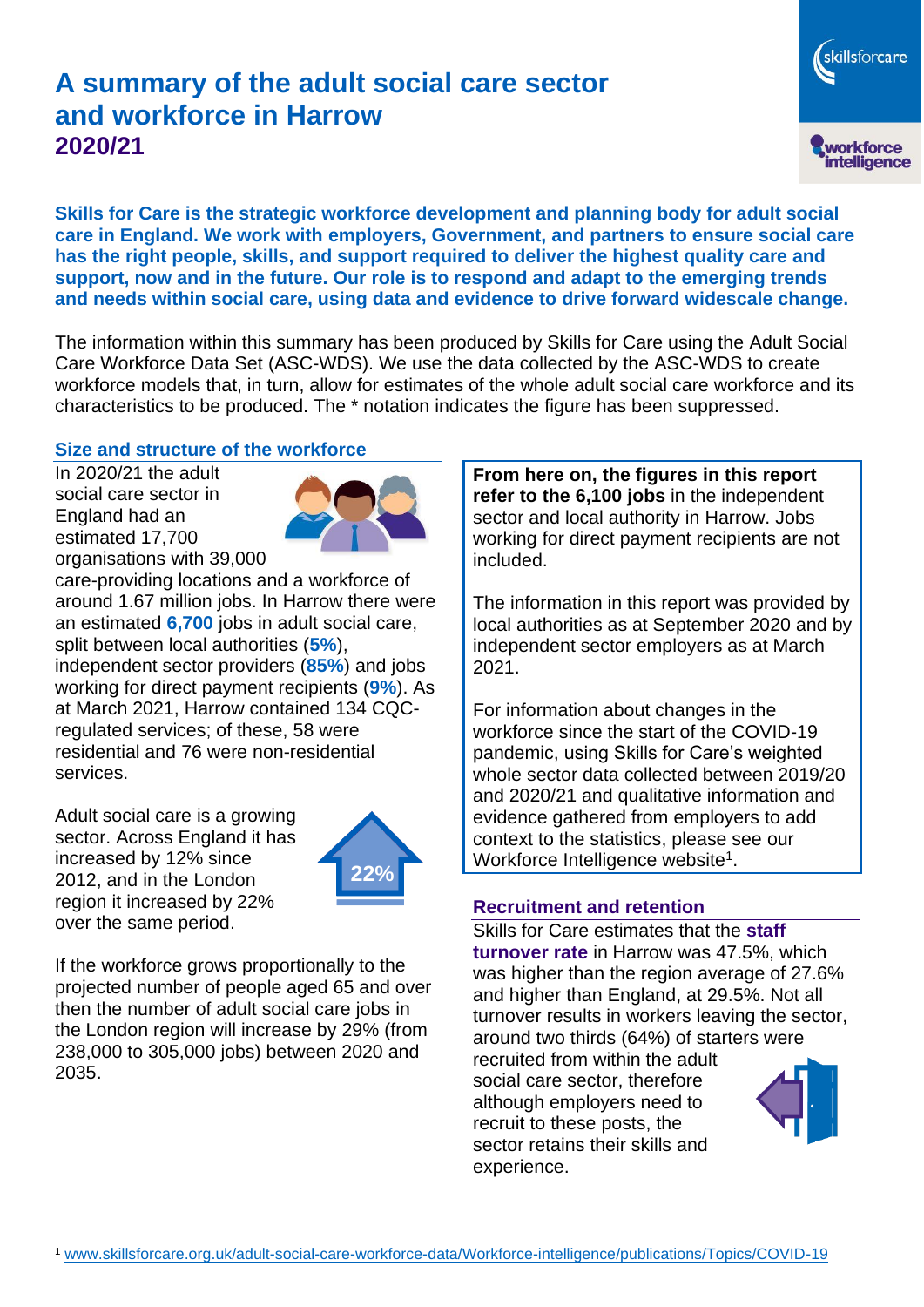# A summary of the adult social care sector and workforce in Harrow
## 2020/21

**Skills for Care is the strategic workforce development and planning body for adult social care in England. We work with employers, Government, and partners to ensure social care has the right people, skills, and support required to deliver the highest quality care and support, now and in the future. Our role is to respond and adapt to the emerging trends and needs within social care, using data and evidence to drive forward widescale change.**

The information within this summary has been produced by Skills for Care using the Adult Social Care Workforce Data Set (ASC-WDS). We use the data collected by the ASC-WDS to create workforce models that, in turn, allow for estimates of the whole adult social care workforce and its characteristics to be produced. The * notation indicates the figure has been suppressed.

### Size and structure of the workforce

In 2020/21 the adult social care sector in England had an estimated 17,700 organisations with 39,000 care-providing locations and a workforce of around 1.67 million jobs. In Harrow there were an estimated **6,700** jobs in adult social care, split between local authorities (**5%**), independent sector providers (**85%**) and jobs working for direct payment recipients (**9%**). As at March 2021, Harrow contained 134 CQC-regulated services; of these, 58 were residential and 76 were non-residential services.

Adult social care is a growing sector. Across England it has increased by 12% since 2012, and in the London region it increased by 22% over the same period.

22%

If the workforce grows proportionally to the projected number of people aged 65 and over then the number of adult social care jobs in the London region will increase by 29% (from 238,000 to 305,000 jobs) between 2020 and 2035.

**From here on, the figures in this report refer to the 6,100 jobs** in the independent sector and local authority in Harrow. Jobs working for direct payment recipients are not included.

The information in this report was provided by local authorities as at September 2020 and by independent sector employers as at March 2021.

For information about changes in the workforce since the start of the COVID-19 pandemic, using Skills for Care's weighted whole sector data collected between 2019/20 and 2020/21 and qualitative information and evidence gathered from employers to add context to the statistics, please see our Workforce Intelligence website[1].

### Recruitment and retention

Skills for Care estimates that the **staff turnover rate** in Harrow was 47.5%, which was higher than the region average of 27.6% and higher than England, at 29.5%. Not all turnover results in workers leaving the sector, around two thirds (64%) of starters were recruited from within the adult social care sector, therefore although employers need to recruit to these posts, the sector retains their skills and experience.

[1] www.skillsforcare.org.uk/adult-social-care-workforce-data/Workforce-intelligence/publications/Topics/COVID-19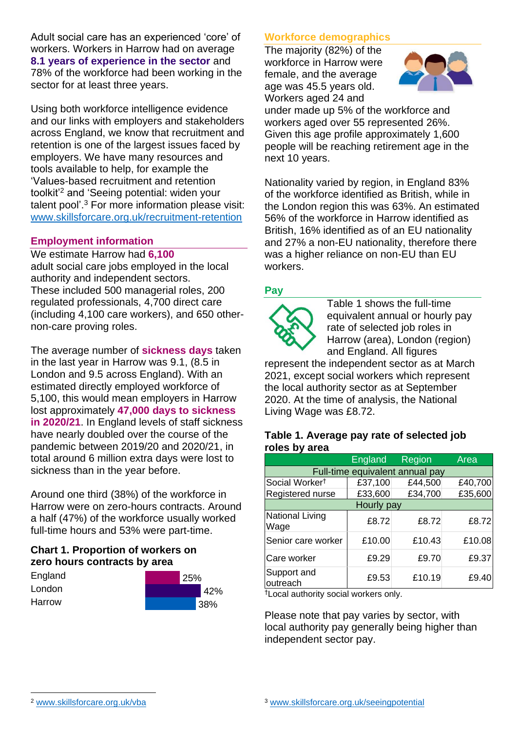Adult social care has an experienced 'core' of workers. Workers in Harrow had on average **8.1 years of experience in the sector** and 78% of the workforce had been working in the sector for at least three years.

Using both workforce intelligence evidence and our links with employers and stakeholders across England, we know that recruitment and retention is one of the largest issues faced by employers. We have many resources and tools available to help, for example the 'Values-based recruitment and retention toolkit'[2] and 'Seeing potential: widen your talent pool'.[3] For more information please visit: www.skillsforcare.org.uk/recruitment-retention

## Employment information

We estimate Harrow had **6,100** adult social care jobs employed in the local authority and independent sectors. These included 500 managerial roles, 200 regulated professionals, 4,700 direct care (including 4,100 care workers), and 650 other-non-care proving roles.

The average number of **sickness days** taken in the last year in Harrow was 9.1, (8.5 in London and 9.5 across England). With an estimated directly employed workforce of 5,100, this would mean employers in Harrow lost approximately **47,000 days to sickness in 2020/21**. In England levels of staff sickness have nearly doubled over the course of the pandemic between 2019/20 and 2020/21, in total around 6 million extra days were lost to sickness than in the year before.

Around one third (38%) of the workforce in Harrow were on zero-hours contracts. Around a half (47%) of the workforce usually worked full-time hours and 53% were part-time.

**Chart 1. Proportion of workers on zero hours contracts by area**

| Area | Proportion |
|---|---|
| England | 25% |
| London | 42% |
| Harrow | 38% |

## Workforce demographics

The majority (82%) of the workforce in Harrow were female, and the average age was 45.5 years old. Workers aged 24 and under made up 5% of the workforce and workers aged over 55 represented 26%. Given this age profile approximately 1,600 people will be reaching retirement age in the next 10 years.

Nationality varied by region, in England 83% of the workforce identified as British, while in the London region this was 63%. An estimated 56% of the workforce in Harrow identified as British, 16% identified as of an EU nationality and 27% a non-EU nationality, therefore there was a higher reliance on non-EU than EU workers.

## Pay

Table 1 shows the full-time equivalent annual or hourly pay rate of selected job roles in Harrow (area), London (region) and England. All figures represent the independent sector as at March 2021, except social workers which represent the local authority sector as at September 2020. At the time of analysis, the National Living Wage was £8.72.

**Table 1. Average pay rate of selected job roles by area**

| | England | Region | Area |
|---|---|---|---|
| Full-time equivalent annual pay | | | |
| Social Worker† | £37,100 | £44,500 | £40,700 |
| Registered nurse | £33,600 | £34,700 | £35,600 |
| Hourly pay | | | |
| National Living Wage | £8.72 | £8.72 | £8.72 |
| Senior care worker | £10.00 | £10.43 | £10.08 |
| Care worker | £9.29 | £9.70 | £9.37 |
| Support and outreach | £9.53 | £10.19 | £9.40 |

†Local authority social workers only.

Please note that pay varies by sector, with local authority pay generally being higher than independent sector pay.

[2] www.skillsforcare.org.uk/vba

[3] www.skillsforcare.org.uk/seeingpotential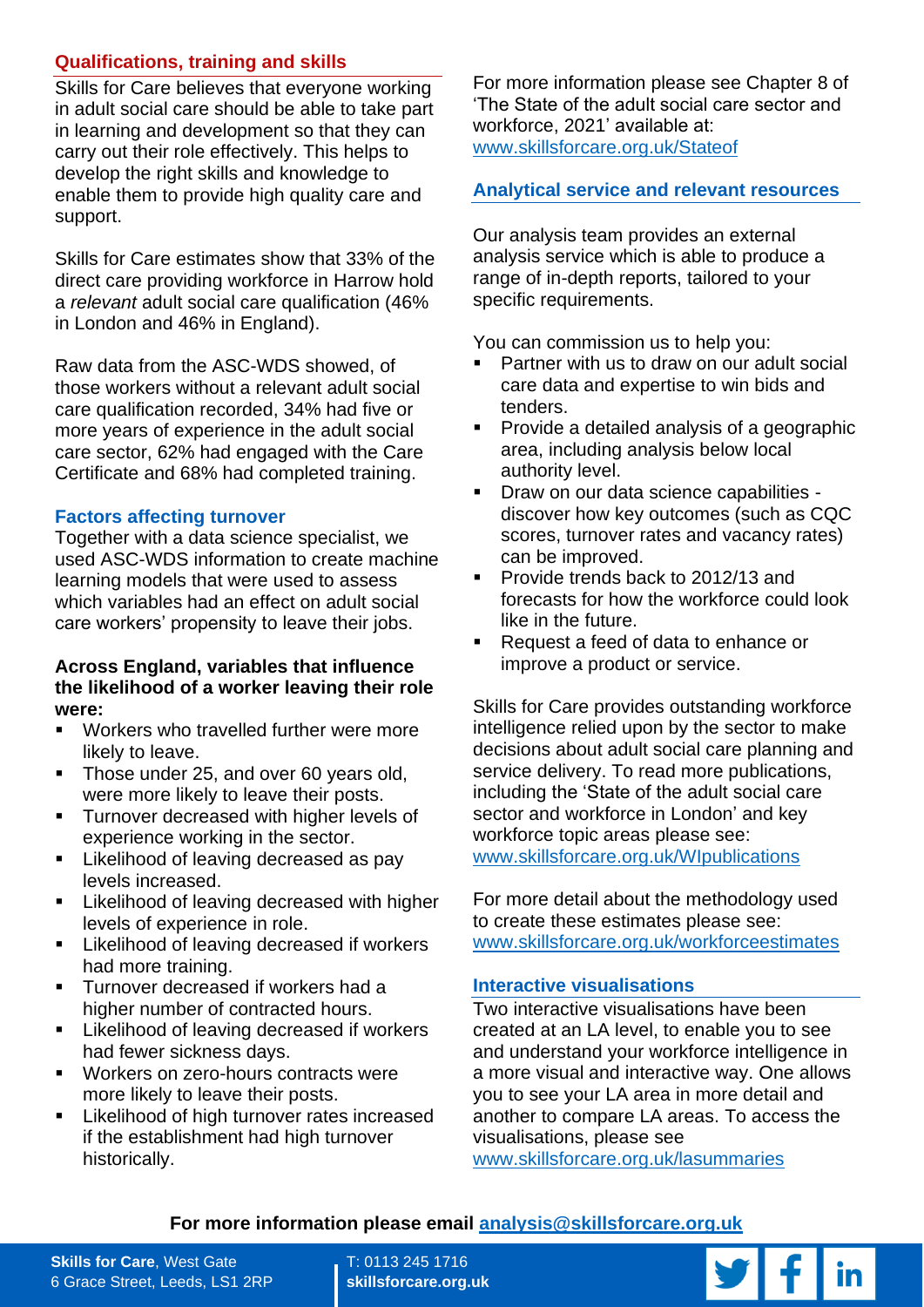## Qualifications, training and skills

Skills for Care believes that everyone working in adult social care should be able to take part in learning and development so that they can carry out their role effectively. This helps to develop the right skills and knowledge to enable them to provide high quality care and support.

Skills for Care estimates show that 33% of the direct care providing workforce in Harrow hold a *relevant* adult social care qualification (46% in London and 46% in England).

Raw data from the ASC-WDS showed, of those workers without a relevant adult social care qualification recorded, 34% had five or more years of experience in the adult social care sector, 62% had engaged with the Care Certificate and 68% had completed training.

## Factors affecting turnover

Together with a data science specialist, we used ASC-WDS information to create machine learning models that were used to assess which variables had an effect on adult social care workers' propensity to leave their jobs.

**Across England, variables that influence the likelihood of a worker leaving their role were:**

- Workers who travelled further were more likely to leave.
- Those under 25, and over 60 years old, were more likely to leave their posts.
- Turnover decreased with higher levels of experience working in the sector.
- Likelihood of leaving decreased as pay levels increased.
- Likelihood of leaving decreased with higher levels of experience in role.
- Likelihood of leaving decreased if workers had more training.
- Turnover decreased if workers had a higher number of contracted hours.
- Likelihood of leaving decreased if workers had fewer sickness days.
- Workers on zero-hours contracts were more likely to leave their posts.
- Likelihood of high turnover rates increased if the establishment had high turnover historically.

For more information please see Chapter 8 of 'The State of the adult social care sector and workforce, 2021' available at: www.skillsforcare.org.uk/Stateof

## Analytical service and relevant resources

Our analysis team provides an external analysis service which is able to produce a range of in-depth reports, tailored to your specific requirements.

You can commission us to help you:

- Partner with us to draw on our adult social care data and expertise to win bids and tenders.
- Provide a detailed analysis of a geographic area, including analysis below local authority level.
- Draw on our data science capabilities - discover how key outcomes (such as CQC scores, turnover rates and vacancy rates) can be improved.
- Provide trends back to 2012/13 and forecasts for how the workforce could look like in the future.
- Request a feed of data to enhance or improve a product or service.

Skills for Care provides outstanding workforce intelligence relied upon by the sector to make decisions about adult social care planning and service delivery. To read more publications, including the 'State of the adult social care sector and workforce in London' and key workforce topic areas please see: www.skillsforcare.org.uk/WIpublications

For more detail about the methodology used to create these estimates please see: www.skillsforcare.org.uk/workforceestimates

## Interactive visualisations

Two interactive visualisations have been created at an LA level, to enable you to see and understand your workforce intelligence in a more visual and interactive way. One allows you to see your LA area in more detail and another to compare LA areas. To access the visualisations, please see www.skillsforcare.org.uk/lasummaries

**For more information please email analysis@skillsforcare.org.uk**

**Skills for Care**, West Gate
6 Grace Street, Leeds, LS1 2RP

T: 0113 245 1716
**skillsforcare.org.uk**